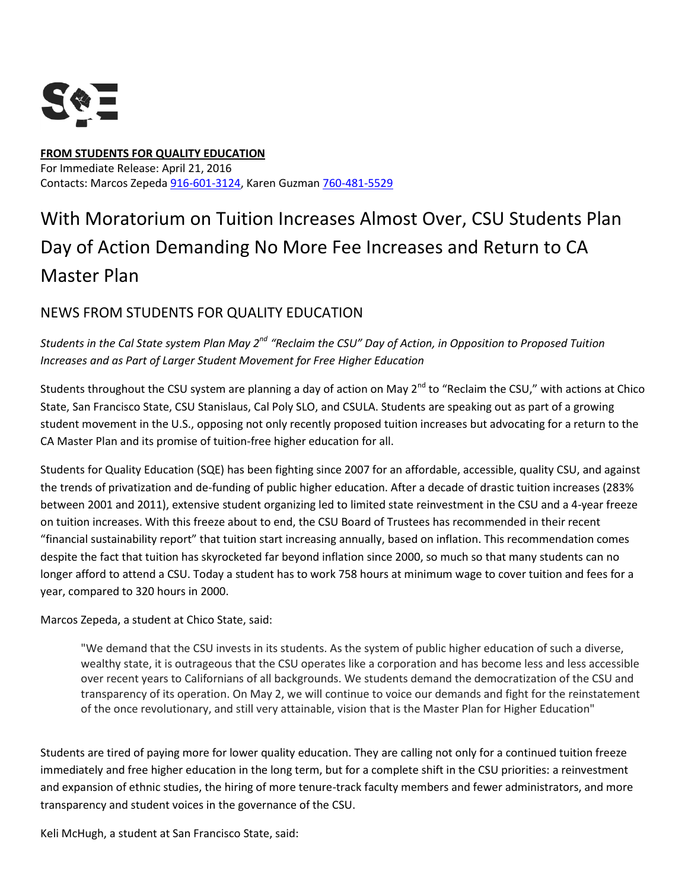**FROM STUDENTS FOR QUALITY EDUCATION**
For Immediate Release: April 21, 2016
Contacts: Marcos Zepeda 916-601-3124, Karen Guzman 760-481-5529

# With Moratorium on Tuition Increases Almost Over, CSU Students Plan Day of Action Demanding No More Fee Increases and Return to CA Master Plan

## NEWS FROM STUDENTS FOR QUALITY EDUCATION

*Students in the Cal State system Plan May 2nd "Reclaim the CSU" Day of Action, in Opposition to Proposed Tuition Increases and as Part of Larger Student Movement for Free Higher Education*

Students throughout the CSU system are planning a day of action on May 2nd to "Reclaim the CSU," with actions at Chico State, San Francisco State, CSU Stanislaus, Cal Poly SLO, and CSULA. Students are speaking out as part of a growing student movement in the U.S., opposing not only recently proposed tuition increases but advocating for a return to the CA Master Plan and its promise of tuition-free higher education for all.

Students for Quality Education (SQE) has been fighting since 2007 for an affordable, accessible, quality CSU, and against the trends of privatization and de-funding of public higher education. After a decade of drastic tuition increases (283% between 2001 and 2011), extensive student organizing led to limited state reinvestment in the CSU and a 4-year freeze on tuition increases. With this freeze about to end, the CSU Board of Trustees has recommended in their recent "financial sustainability report" that tuition start increasing annually, based on inflation. This recommendation comes despite the fact that tuition has skyrocketed far beyond inflation since 2000, so much so that many students can no longer afford to attend a CSU. Today a student has to work 758 hours at minimum wage to cover tuition and fees for a year, compared to 320 hours in 2000.

Marcos Zepeda, a student at Chico State, said:

> "We demand that the CSU invests in its students. As the system of public higher education of such a diverse, wealthy state, it is outrageous that the CSU operates like a corporation and has become less and less accessible over recent years to Californians of all backgrounds. We students demand the democratization of the CSU and transparency of its operation. On May 2, we will continue to voice our demands and fight for the reinstatement of the once revolutionary, and still very attainable, vision that is the Master Plan for Higher Education"

Students are tired of paying more for lower quality education. They are calling not only for a continued tuition freeze immediately and free higher education in the long term, but for a complete shift in the CSU priorities: a reinvestment and expansion of ethnic studies, the hiring of more tenure-track faculty members and fewer administrators, and more transparency and student voices in the governance of the CSU.

Keli McHugh, a student at San Francisco State, said: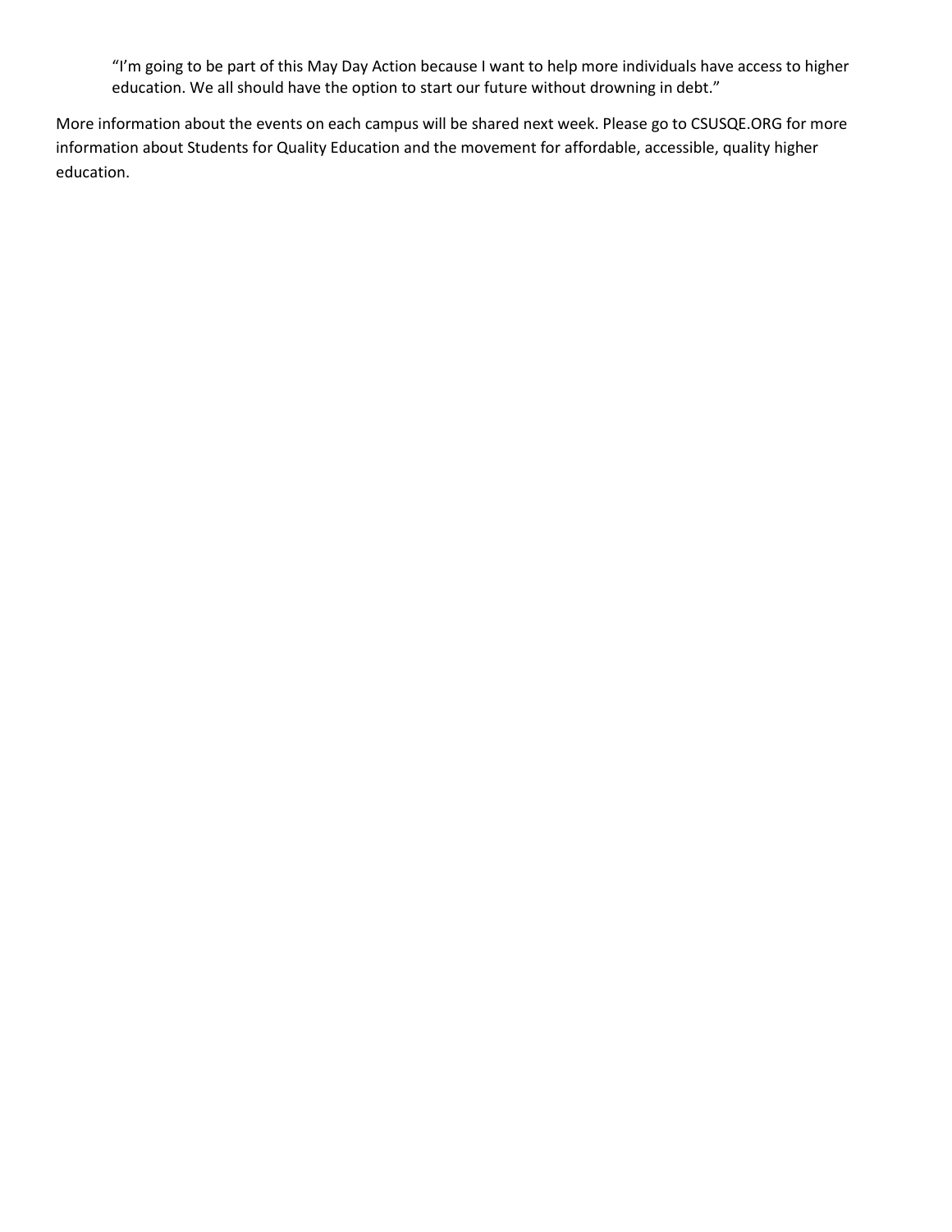> "I'm going to be part of this May Day Action because I want to help more individuals have access to higher education. We all should have the option to start our future without drowning in debt."

More information about the events on each campus will be shared next week. Please go to CSUSQE.ORG for more information about Students for Quality Education and the movement for affordable, accessible, quality higher education.